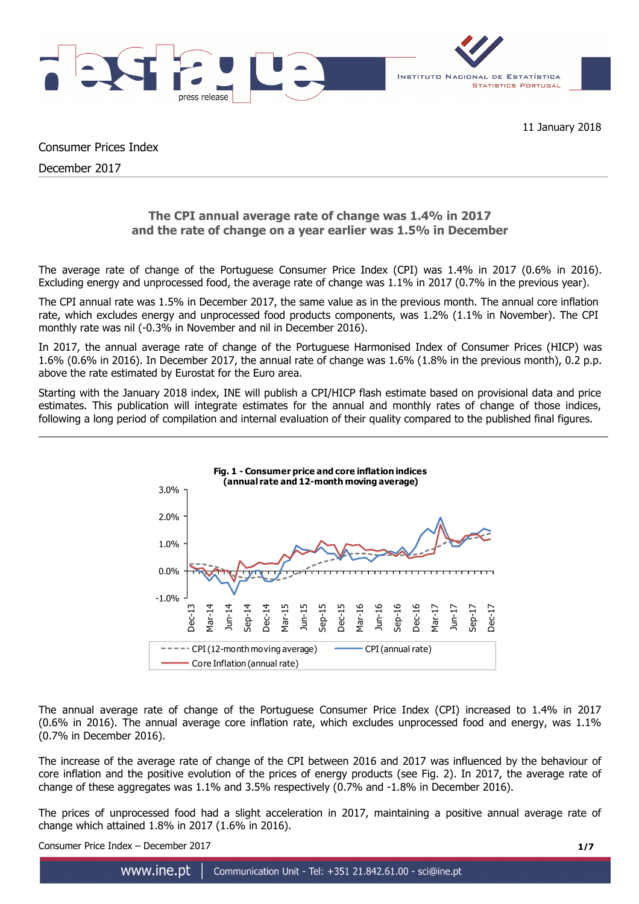11 January 2018

Consumer Prices Index

December 2017

## The CPI annual average rate of change was 1.4% in 2017 and the rate of change on a year earlier was 1.5% in December

The average rate of change of the Portuguese Consumer Price Index (CPI) was 1.4% in 2017 (0.6% in 2016). Excluding energy and unprocessed food, the average rate of change was 1.1% in 2017 (0.7% in the previous year).

The CPI annual rate was 1.5% in December 2017, the same value as in the previous month. The annual core inflation rate, which excludes energy and unprocessed food products components, was 1.2% (1.1% in November). The CPI monthly rate was nil (-0.3% in November and nil in December 2016).

In 2017, the annual average rate of change of the Portuguese Harmonised Index of Consumer Prices (HICP) was 1.6% (0.6% in 2016). In December 2017, the annual rate of change was 1.6% (1.8% in the previous month), 0.2 p.p. above the rate estimated by Eurostat for the Euro area.

Starting with the January 2018 index, INE will publish a CPI/HICP flash estimate based on provisional data and price estimates. This publication will integrate estimates for the annual and monthly rates of change of those indices, following a long period of compilation and internal evaluation of their quality compared to the published final figures.

**Fig. 1 - Consumer price and core inflation indices (annual rate and 12-month moving average)**

3.0%
2.0%
1.0%
0.0%
-1.0%

Dec-13 Mar-14 Jun-14 Sep-14 Dec-14 Mar-15 Jun-15 Sep-15 Dec-15 Mar-16 Jun-16 Sep-16 Dec-16 Mar-17 Jun-17 Sep-17 Dec-17

CPI (12-month moving average)
CPI (annual rate)
Core Inflation (annual rate)

The annual average rate of change of the Portuguese Consumer Price Index (CPI) increased to 1.4% in 2017 (0.6% in 2016). The annual average core inflation rate, which excludes unprocessed food and energy, was 1.1% (0.7% in December 2016).

The increase of the average rate of change of the CPI between 2016 and 2017 was influenced by the behaviour of core inflation and the positive evolution of the prices of energy products (see Fig. 2). In 2017, the average rate of change of these aggregates was 1.1% and 3.5% respectively (0.7% and -1.8% in December 2016).

The prices of unprocessed food had a slight acceleration in 2017, maintaining a positive annual average rate of change which attained 1.8% in 2017 (1.6% in 2016).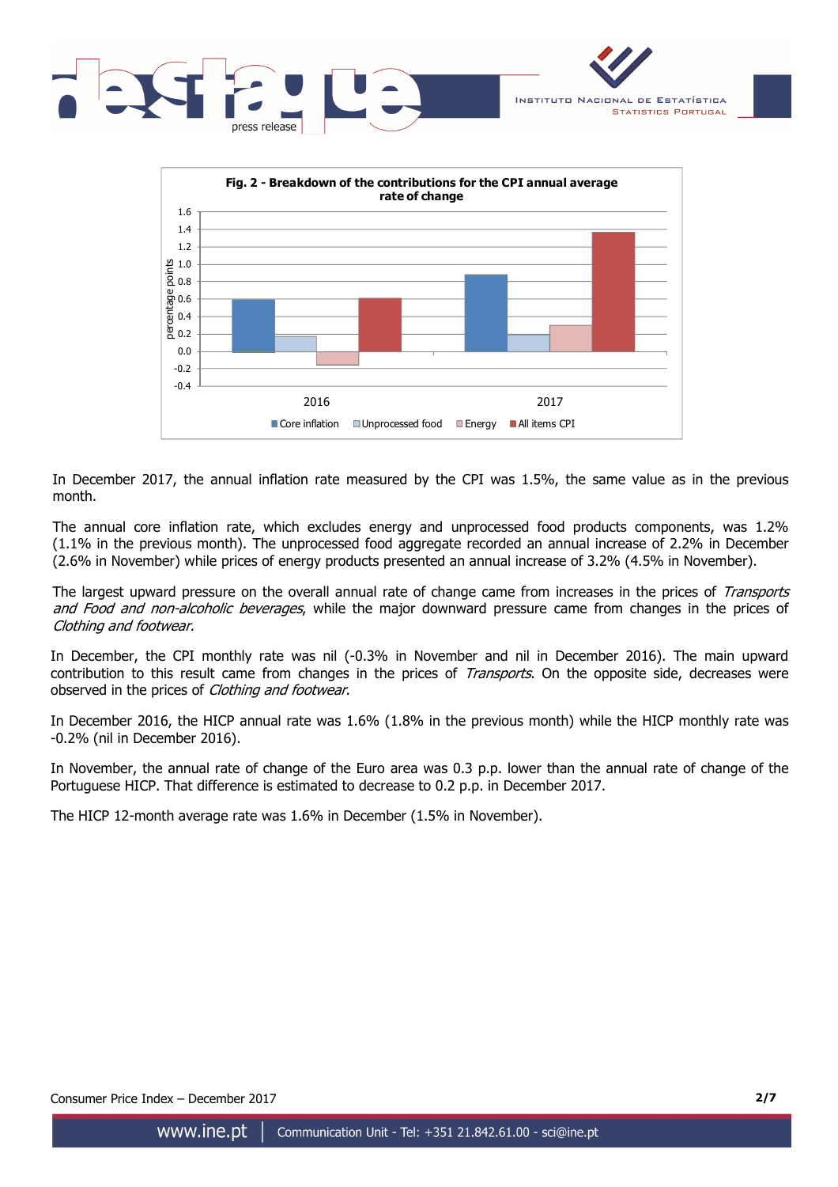**Fig. 2 - Breakdown of the contributions for the CPI annual average rate of change**

percentage points

1.6
1.4
1.2
1.0
0.8
0.6
0.4
0.2
0.0
-0.2
-0.4

2016
2017

Core inflation
Unprocessed food
Energy
All items CPI

In December 2017, the annual inflation rate measured by the CPI was 1.5%, the same value as in the previous month.

The annual core inflation rate, which excludes energy and unprocessed food products components, was 1.2% (1.1% in the previous month). The unprocessed food aggregate recorded an annual increase of 2.2% in December (2.6% in November) while prices of energy products presented an annual increase of 3.2% (4.5% in November).

The largest upward pressure on the overall annual rate of change came from increases in the prices of *Transports and Food and non-alcoholic beverages*, while the major downward pressure came from changes in the prices of *Clothing and footwear.*

In December, the CPI monthly rate was nil (-0.3% in November and nil in December 2016). The main upward contribution to this result came from changes in the prices of *Transports*. On the opposite side, decreases were observed in the prices of *Clothing and footwear*.

In December 2016, the HICP annual rate was 1.6% (1.8% in the previous month) while the HICP monthly rate was -0.2% (nil in December 2016).

In November, the annual rate of change of the Euro area was 0.3 p.p. lower than the annual rate of change of the Portuguese HICP. That difference is estimated to decrease to 0.2 p.p. in December 2017.

The HICP 12-month average rate was 1.6% in December (1.5% in November).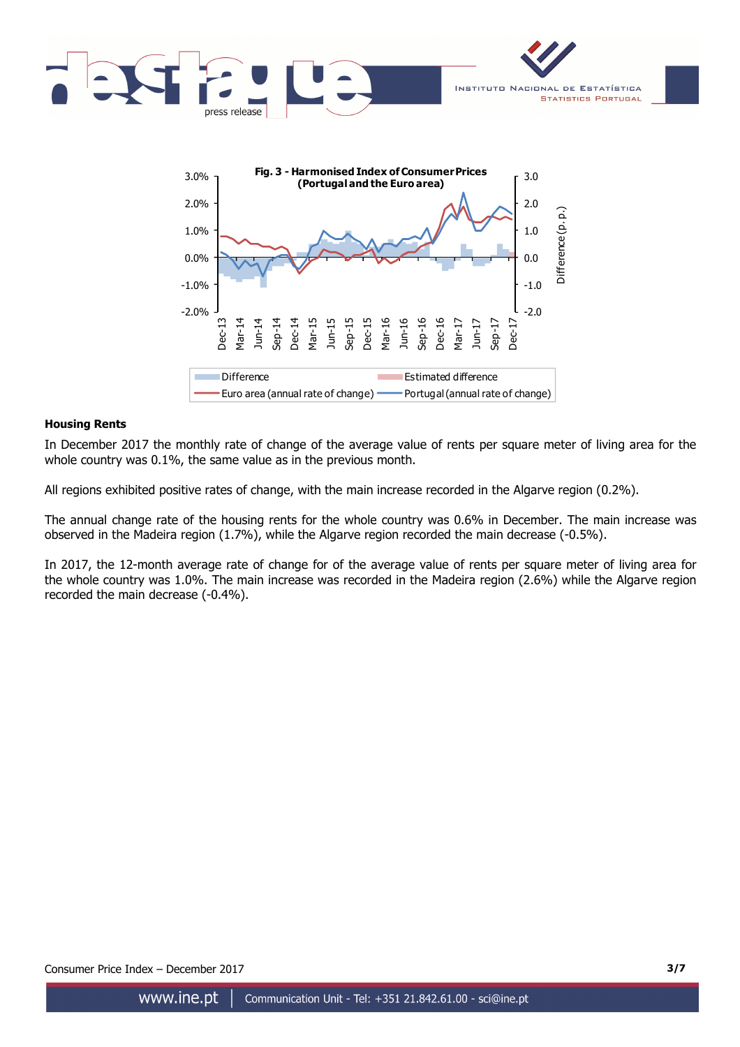**Fig. 3 - Harmonised Index of Consumer Prices (Portugal and the Euro area)**

3.0%
2.0%
1.0%
0.0%
-1.0%
-2.0%

3.0
2.0
1.0
0.0
-1.0
-2.0

Difference (p.p.)

Dec-13 Mar-14 Jun-14 Sep-14 Dec-14 Mar-15 Jun-15 Sep-15 Dec-15 Mar-16 Jun-16 Sep-16 Dec-16 Mar-17 Jun-17 Sep-17 Dec-17

Difference
Estimated difference
Euro area (annual rate of change)
Portugal (annual rate of change)

**Housing Rents**

In December 2017 the monthly rate of change of the average value of rents per square meter of living area for the whole country was 0.1%, the same value as in the previous month.

All regions exhibited positive rates of change, with the main increase recorded in the Algarve region (0.2%).

The annual change rate of the housing rents for the whole country was 0.6% in December. The main increase was observed in the Madeira region (1.7%), while the Algarve region recorded the main decrease (-0.5%).

In 2017, the 12-month average rate of change for of the average value of rents per square meter of living area for the whole country was 1.0%. The main increase was recorded in the Madeira region (2.6%) while the Algarve region recorded the main decrease (-0.4%).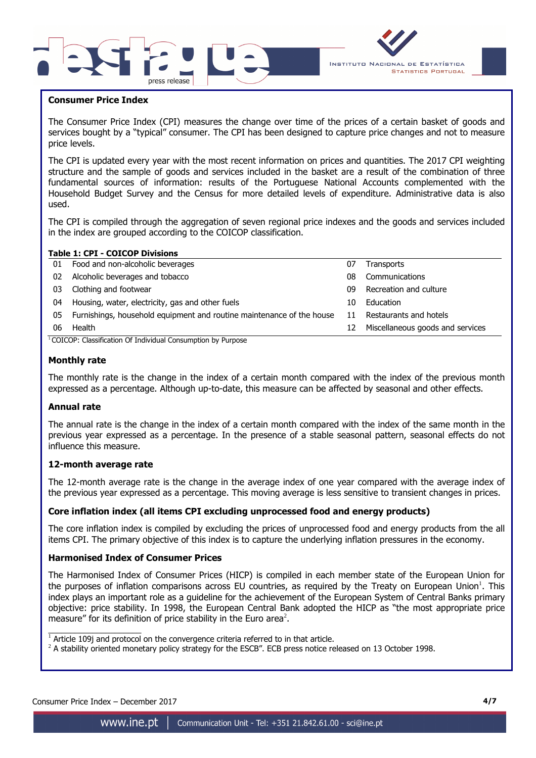## Consumer Price Index

The Consumer Price Index (CPI) measures the change over time of the prices of a certain basket of goods and services bought by a "typical" consumer. The CPI has been designed to capture price changes and not to measure price levels.

The CPI is updated every year with the most recent information on prices and quantities. The 2017 CPI weighting structure and the sample of goods and services included in the basket are a result of the combination of three fundamental sources of information: results of the Portuguese National Accounts complemented with the Household Budget Survey and the Census for more detailed levels of expenditure. Administrative data is also used.

The CPI is compiled through the aggregation of seven regional price indexes and the goods and services included in the index are grouped according to the COICOP classification.

**Table 1: CPI - COICOP Divisions**

| | | | |
|---|---|---|---|
| 01 | Food and non-alcoholic beverages | 07 | Transports |
| 02 | Alcoholic beverages and tobacco | 08 | Communications |
| 03 | Clothing and footwear | 09 | Recreation and culture |
| 04 | Housing, water, electricity, gas and other fuels | 10 | Education |
| 05 | Furnishings, household equipment and routine maintenance of the house | 11 | Restaurants and hotels |
| 06 | Health | 12 | Miscellaneous goods and services |

[1] COICOP: Classification Of Individual Consumption by Purpose

### Monthly rate

The monthly rate is the change in the index of a certain month compared with the index of the previous month expressed as a percentage. Although up-to-date, this measure can be affected by seasonal and other effects.

### Annual rate

The annual rate is the change in the index of a certain month compared with the index of the same month in the previous year expressed as a percentage. In the presence of a stable seasonal pattern, seasonal effects do not influence this measure.

### 12-month average rate

The 12-month average rate is the change in the average index of one year compared with the average index of the previous year expressed as a percentage. This moving average is less sensitive to transient changes in prices.

### Core inflation index (all items CPI excluding unprocessed food and energy products)

The core inflation index is compiled by excluding the prices of unprocessed food and energy products from the all items CPI. The primary objective of this index is to capture the underlying inflation pressures in the economy.

### Harmonised Index of Consumer Prices

The Harmonised Index of Consumer Prices (HICP) is compiled in each member state of the European Union for the purposes of inflation comparisons across EU countries, as required by the Treaty on European Union[1]. This index plays an important role as a guideline for the achievement of the European System of Central Banks primary objective: price stability. In 1998, the European Central Bank adopted the HICP as "the most appropriate price measure" for its definition of price stability in the Euro area[2].

[1] Article 109j and protocol on the convergence criteria referred to in that article.

[2] A stability oriented monetary policy strategy for the ESCB". ECB press notice released on 13 October 1998.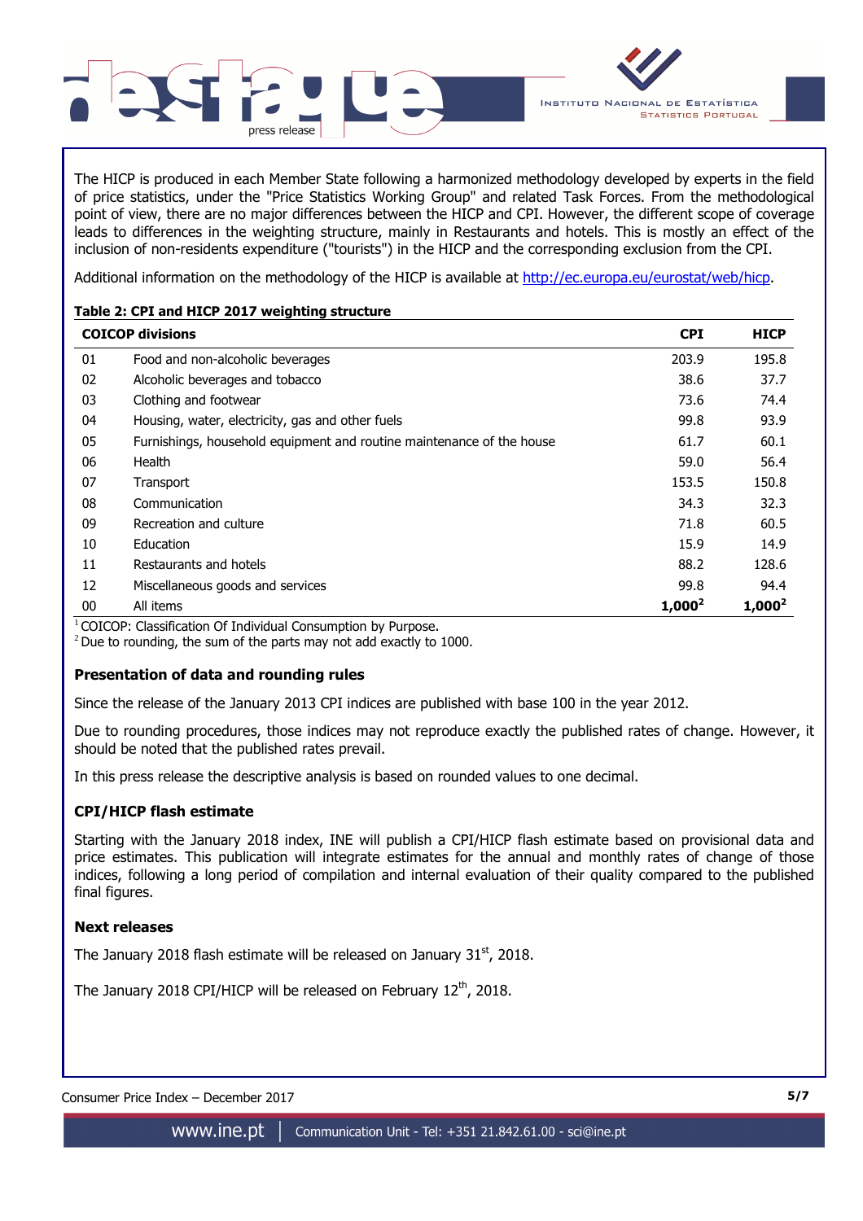The HICP is produced in each Member State following a harmonized methodology developed by experts in the field of price statistics, under the "Price Statistics Working Group" and related Task Forces. From the methodological point of view, there are no major differences between the HICP and CPI. However, the different scope of coverage leads to differences in the weighting structure, mainly in Restaurants and hotels. This is mostly an effect of the inclusion of non-residents expenditure ("tourists") in the HICP and the corresponding exclusion from the CPI.

Additional information on the methodology of the HICP is available at http://ec.europa.eu/eurostat/web/hicp.

**Table 2: CPI and HICP 2017 weighting structure**

| COICOP divisions | | CPI | HICP |
|---|---|---|---|
| 01 | Food and non-alcoholic beverages | 203.9 | 195.8 |
| 02 | Alcoholic beverages and tobacco | 38.6 | 37.7 |
| 03 | Clothing and footwear | 73.6 | 74.4 |
| 04 | Housing, water, electricity, gas and other fuels | 99.8 | 93.9 |
| 05 | Furnishings, household equipment and routine maintenance of the house | 61.7 | 60.1 |
| 06 | Health | 59.0 | 56.4 |
| 07 | Transport | 153.5 | 150.8 |
| 08 | Communication | 34.3 | 32.3 |
| 09 | Recreation and culture | 71.8 | 60.5 |
| 10 | Education | 15.9 | 14.9 |
| 11 | Restaurants and hotels | 88.2 | 128.6 |
| 12 | Miscellaneous goods and services | 99.8 | 94.4 |
| 00 | All items | **1,000**[2] | **1,000**[2] |

[1] COICOP: Classification Of Individual Consumption by Purpose.

[2] Due to rounding, the sum of the parts may not add exactly to 1000.

### Presentation of data and rounding rules

Since the release of the January 2013 CPI indices are published with base 100 in the year 2012.

Due to rounding procedures, those indices may not reproduce exactly the published rates of change. However, it should be noted that the published rates prevail.

In this press release the descriptive analysis is based on rounded values to one decimal.

### CPI/HICP flash estimate

Starting with the January 2018 index, INE will publish a CPI/HICP flash estimate based on provisional data and price estimates. This publication will integrate estimates for the annual and monthly rates of change of those indices, following a long period of compilation and internal evaluation of their quality compared to the published final figures.

### Next releases

The January 2018 flash estimate will be released on January 31st, 2018.

The January 2018 CPI/HICP will be released on February 12th, 2018.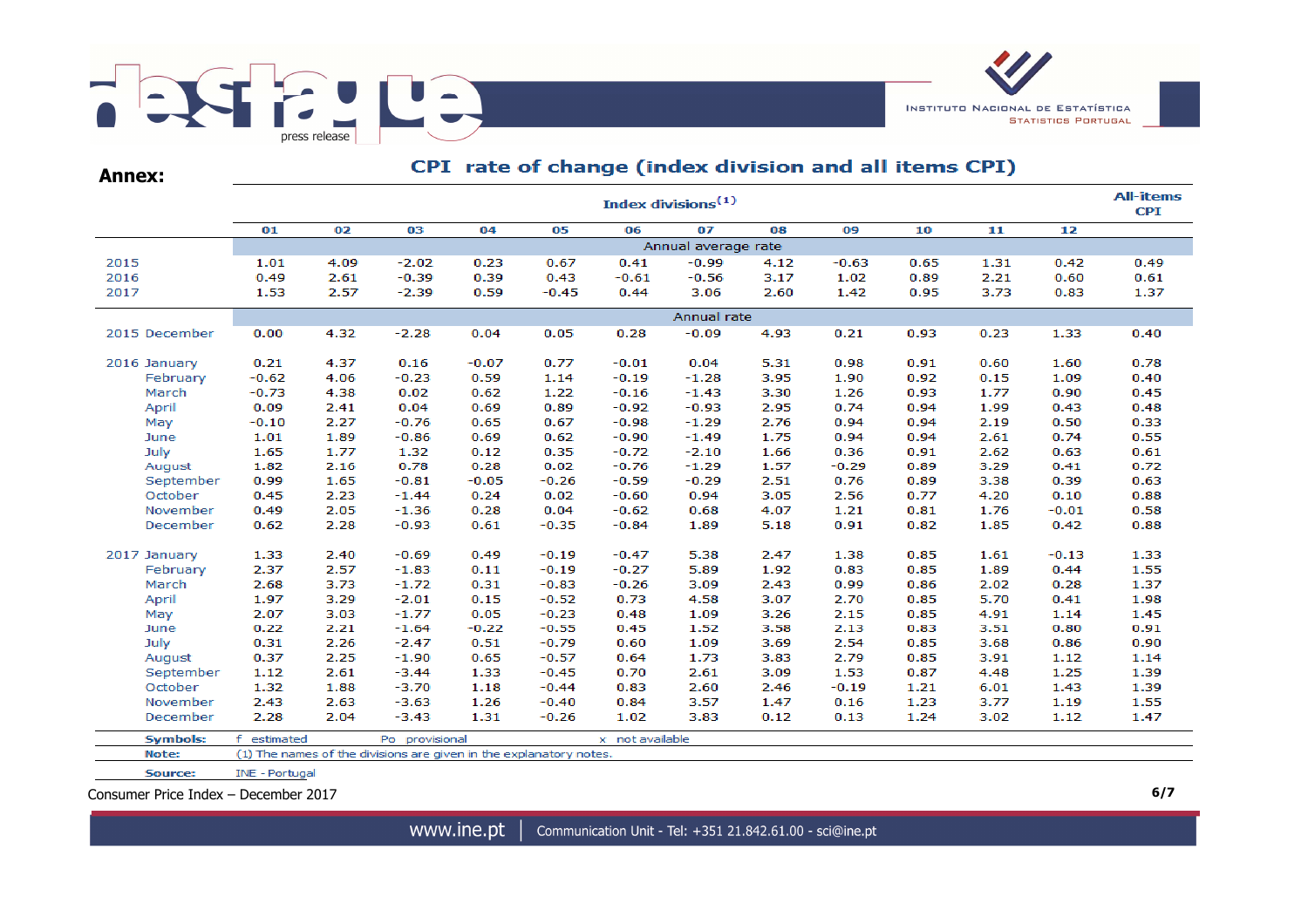## Annex:

### CPI rate of change (index division and all items CPI)

| | Index divisions(1) | | | | | | | | | | | | All-items CPI |
|---|---|---|---|---|---|---|---|---|---|---|---|---|---|
| | 01 | 02 | 03 | 04 | 05 | 06 | 07 | 08 | 09 | 10 | 11 | 12 | |
| | Annual average rate | | | | | | | | | | | | |
| 2015 | 1.01 | 4.09 | -2.02 | 0.23 | 0.67 | 0.41 | -0.99 | 4.12 | -0.63 | 0.65 | 1.31 | 0.42 | 0.49 |
| 2016 | 0.49 | 2.61 | -0.39 | 0.39 | 0.43 | -0.61 | -0.56 | 3.17 | 1.02 | 0.89 | 2.21 | 0.60 | 0.61 |
| 2017 | 1.53 | 2.57 | -2.39 | 0.59 | -0.45 | 0.44 | 3.06 | 2.60 | 1.42 | 0.95 | 3.73 | 0.83 | 1.37 |
| | Annual rate | | | | | | | | | | | | |
| 2015 December | 0.00 | 4.32 | -2.28 | 0.04 | 0.05 | 0.28 | -0.09 | 4.93 | 0.21 | 0.93 | 0.23 | 1.33 | 0.40 |
| 2016 January | 0.21 | 4.37 | 0.16 | -0.07 | 0.77 | -0.01 | 0.04 | 5.31 | 0.98 | 0.91 | 0.60 | 1.60 | 0.78 |
| February | -0.62 | 4.06 | -0.23 | 0.59 | 1.14 | -0.19 | -1.28 | 3.95 | 1.90 | 0.92 | 0.15 | 1.09 | 0.40 |
| March | -0.73 | 4.38 | 0.02 | 0.62 | 1.22 | -0.16 | -1.43 | 3.30 | 1.26 | 0.93 | 1.77 | 0.90 | 0.45 |
| April | 0.09 | 2.41 | 0.04 | 0.69 | 0.89 | -0.92 | -0.93 | 2.95 | 0.74 | 0.94 | 1.99 | 0.43 | 0.48 |
| May | -0.10 | 2.27 | -0.76 | 0.65 | 0.67 | -0.98 | -1.29 | 2.76 | 0.94 | 0.94 | 2.19 | 0.50 | 0.33 |
| June | 1.01 | 1.89 | -0.86 | 0.69 | 0.62 | -0.90 | -1.49 | 1.75 | 0.94 | 0.94 | 2.61 | 0.74 | 0.55 |
| July | 1.65 | 1.77 | 1.32 | 0.12 | 0.35 | -0.72 | -2.10 | 1.66 | 0.36 | 0.91 | 2.62 | 0.63 | 0.61 |
| August | 1.82 | 2.16 | 0.78 | 0.28 | 0.02 | -0.76 | -1.29 | 1.57 | -0.29 | 0.89 | 3.29 | 0.41 | 0.72 |
| September | 0.99 | 1.65 | -0.81 | -0.05 | -0.26 | -0.59 | -0.29 | 2.51 | 0.76 | 0.89 | 3.38 | 0.39 | 0.63 |
| October | 0.45 | 2.23 | -1.44 | 0.24 | 0.02 | -0.60 | 0.94 | 3.05 | 2.56 | 0.77 | 4.20 | 0.10 | 0.88 |
| November | 0.49 | 2.05 | -1.36 | 0.28 | 0.04 | -0.62 | 0.68 | 4.07 | 1.21 | 0.81 | 1.76 | -0.01 | 0.58 |
| December | 0.62 | 2.28 | -0.93 | 0.61 | -0.35 | -0.84 | 1.89 | 5.18 | 0.91 | 0.82 | 1.85 | 0.42 | 0.88 |
| 2017 January | 1.33 | 2.40 | -0.69 | 0.49 | -0.19 | -0.47 | 5.38 | 2.47 | 1.38 | 0.85 | 1.61 | -0.13 | 1.33 |
| February | 2.37 | 2.57 | -1.83 | 0.11 | -0.19 | -0.27 | 5.89 | 1.92 | 0.83 | 0.85 | 1.89 | 0.44 | 1.55 |
| March | 2.68 | 3.73 | -1.72 | 0.31 | -0.83 | -0.26 | 3.09 | 2.43 | 0.99 | 0.86 | 2.02 | 0.28 | 1.37 |
| April | 1.97 | 3.29 | -2.01 | 0.15 | -0.52 | 0.73 | 4.58 | 3.07 | 2.70 | 0.85 | 5.70 | 0.41 | 1.98 |
| May | 2.07 | 3.03 | -1.77 | 0.05 | -0.23 | 0.48 | 1.09 | 3.26 | 2.15 | 0.85 | 4.91 | 1.14 | 1.45 |
| June | 0.22 | 2.21 | -1.64 | -0.22 | -0.55 | 0.45 | 1.52 | 3.58 | 2.13 | 0.83 | 3.51 | 0.80 | 0.91 |
| July | 0.31 | 2.26 | -2.47 | 0.51 | -0.79 | 0.60 | 1.09 | 3.69 | 2.54 | 0.85 | 3.68 | 0.86 | 0.90 |
| August | 0.37 | 2.25 | -1.90 | 0.65 | -0.57 | 0.64 | 1.73 | 3.83 | 2.79 | 0.85 | 3.91 | 1.12 | 1.14 |
| September | 1.12 | 2.61 | -3.44 | 1.33 | -0.45 | 0.70 | 2.61 | 3.09 | 1.53 | 0.87 | 4.48 | 1.25 | 1.39 |
| October | 1.32 | 1.88 | -3.70 | 1.18 | -0.44 | 0.83 | 2.60 | 2.46 | -0.19 | 1.21 | 6.01 | 1.43 | 1.39 |
| November | 2.43 | 2.63 | -3.63 | 1.26 | -0.40 | 0.84 | 3.57 | 1.47 | 0.16 | 1.23 | 3.77 | 1.19 | 1.55 |
| December | 2.28 | 2.04 | -3.43 | 1.31 | -0.26 | 1.02 | 3.83 | 0.12 | 0.13 | 1.24 | 3.02 | 1.12 | 1.47 |

**Symbols:** f estimated Po provisional x not available

**Note:** (1) The names of the divisions are given in the explanatory notes.

**Source:** INE - Portugal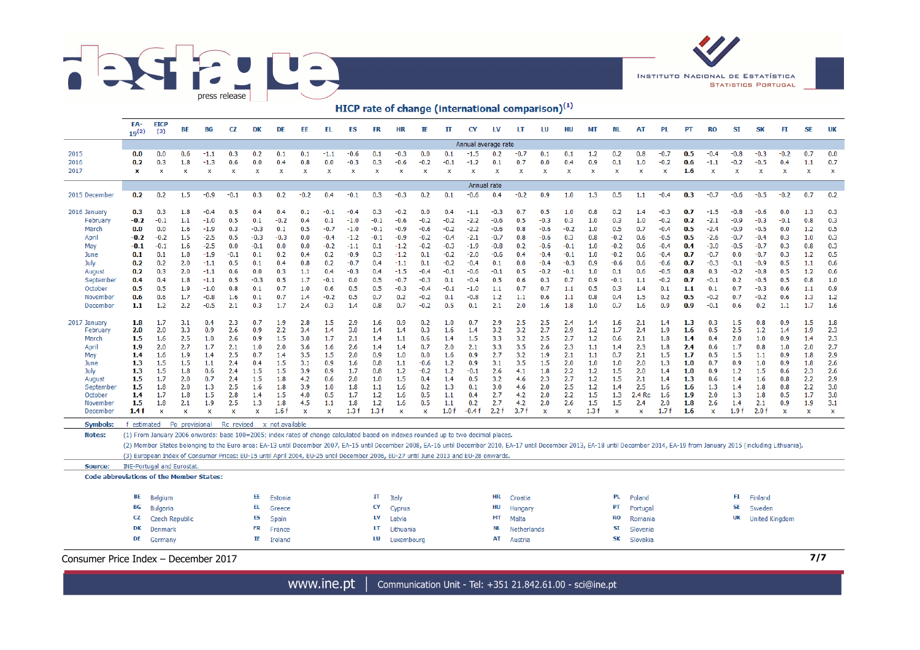## HICP rate of change (international comparison)[1]

| | EA-19[2] | EICP (3) | BE | BG | CZ | DK | DE | EE | EL | ES | FR | HR | IE | IT | CY | LV | LT | LU | HU | MT | NL | AT | PL | PT | RO | SI | SK | FI | SE | UK |
|---|---|---|---|---|---|---|---|---|---|---|---|---|---|---|---|---|---|---|---|---|---|---|---|---|---|---|---|---|---|---|
| | Annual average rate | | | | | | | | | | | | | | | | | | | | | | | | | | | | | |
| 2015 | **0.0** | 0.0 | 0.6 | -1.1 | 0.3 | 0.2 | 0.1 | 0.1 | -1.1 | -0.6 | 0.1 | -0.3 | 0.0 | 0.1 | -1.5 | 0.2 | -0.7 | 0.1 | 0.1 | 1.2 | 0.2 | 0.8 | -0.7 | **0.5** | -0.4 | -0.8 | -0.3 | -0.2 | 0.7 | 0.0 |
| 2016 | **0.2** | 0.3 | 1.8 | -1.3 | 0.6 | 0.0 | 0.4 | 0.8 | 0.0 | -0.3 | 0.3 | -0.6 | -0.2 | -0.1 | -1.2 | 0.1 | 0.7 | 0.0 | 0.4 | 0.9 | 0.1 | 1.0 | -0.2 | **0.6** | -1.1 | -0.2 | -0.5 | 0.4 | 1.1 | 0.7 |
| 2017 | **x** | x | x | x | x | x | x | x | x | x | x | x | x | x | x | x | x | x | x | x | x | x | x | **1.6** | x | x | x | x | x | x |
| | Annual rate | | | | | | | | | | | | | | | | | | | | | | | | | | | | | |
| 2015 December | **0.2** | 0.2 | 1.5 | -0.9 | -0.1 | 0.3 | 0.2 | -0.2 | 0.4 | -0.1 | 0.3 | -0.3 | 0.2 | 0.1 | -0.6 | 0.4 | -0.2 | 0.9 | 1.0 | 1.3 | 0.5 | 1.1 | -0.4 | **0.3** | -0.7 | -0.6 | -0.5 | -0.2 | 0.7 | 0.2 |
| 2016 January | **0.3** | 0.3 | 1.8 | -0.4 | 0.5 | 0.4 | 0.4 | 0.1 | -0.1 | -0.4 | 0.3 | -0.2 | 0.0 | 0.4 | -1.1 | -0.3 | 0.7 | 0.5 | 1.0 | 0.8 | 0.2 | 1.4 | -0.3 | **0.7** | -1.5 | -0.8 | -0.6 | 0.0 | 1.3 | 0.3 |
| February | **-0.2** | -0.1 | 1.1 | -1.0 | 0.5 | 0.1 | -0.2 | 0.4 | 0.1 | -1.0 | -0.1 | -0.6 | -0.2 | -0.2 | -2.2 | -0.6 | 0.5 | -0.3 | 0.3 | 1.0 | 0.3 | 1.0 | -0.2 | **0.2** | -2.1 | -0.9 | -0.3 | -0.1 | 0.8 | 0.3 |
| March | **0.0** | 0.0 | 1.6 | -1.9 | 0.3 | -0.3 | 0.1 | 0.5 | -0.7 | -1.0 | -0.1 | -0.9 | -0.6 | -0.2 | -2.2 | -0.6 | 0.8 | -0.6 | -0.2 | 1.0 | 0.5 | 0.7 | -0.4 | **0.5** | -2.4 | -0.9 | -0.5 | 0.0 | 1.2 | 0.5 |
| April | **-0.2** | -0.2 | 1.5 | -2.5 | 0.5 | -0.3 | -0.3 | 0.0 | -0.4 | -1.2 | -0.1 | -0.9 | -0.2 | -0.4 | -2.1 | -0.7 | 0.8 | -0.6 | 0.3 | 0.8 | -0.2 | 0.6 | -0.5 | **0.5** | -2.6 | -0.7 | -0.4 | 0.3 | 1.0 | 0.3 |
| May | **-0.1** | -0.1 | 1.6 | -2.5 | 0.0 | -0.1 | 0.0 | 0.0 | -0.2 | -1.1 | 0.1 | -1.2 | -0.2 | -0.3 | -1.9 | -0.8 | 0.2 | -0.6 | -0.1 | 1.0 | -0.2 | 0.6 | -0.4 | **0.4** | -3.0 | -0.5 | -0.7 | 0.3 | 0.8 | 0.3 |
| June | **0.1** | 0.1 | 1.8 | -1.9 | -0.1 | 0.1 | 0.2 | 0.4 | 0.2 | -0.9 | 0.3 | -1.2 | 0.1 | -0.2 | -2.0 | -0.6 | 0.4 | -0.4 | -0.1 | 1.0 | -0.2 | 0.6 | -0.4 | **0.7** | -0.7 | 0.0 | -0.7 | 0.3 | 1.2 | 0.5 |
| July | **0.2** | 0.2 | 2.0 | -1.1 | 0.5 | 0.1 | 0.4 | 0.8 | 0.2 | -0.7 | 0.4 | -1.1 | 0.1 | -0.2 | -0.4 | 0.1 | 0.8 | -0.4 | -0.3 | 0.9 | -0.6 | 0.6 | -0.6 | **0.7** | -0.3 | -0.1 | -0.9 | 0.5 | 1.1 | 0.6 |
| August | **0.2** | 0.3 | 2.0 | -1.1 | 0.6 | 0.0 | 0.3 | 1.1 | 0.4 | -0.3 | 0.4 | -1.5 | -0.4 | -0.1 | -0.6 | -0.1 | 0.5 | -0.2 | -0.1 | 1.0 | 0.1 | 0.6 | -0.5 | **0.8** | 0.3 | -0.2 | -0.8 | 0.5 | 1.2 | 0.6 |
| September | **0.4** | 0.4 | 1.8 | -1.1 | 0.5 | -0.3 | 0.5 | 1.7 | -0.1 | 0.0 | 0.5 | -0.7 | -0.3 | 0.1 | -0.4 | 0.5 | 0.6 | 0.3 | 0.7 | 0.9 | -0.1 | 1.1 | -0.2 | **0.7** | -0.1 | 0.2 | -0.5 | 0.5 | 0.8 | 1.0 |
| October | **0.5** | 0.5 | 1.9 | -1.0 | 0.8 | 0.1 | 0.7 | 1.0 | 0.6 | 0.5 | 0.5 | -0.3 | -0.4 | -0.1 | -1.0 | 1.1 | 0.7 | 0.7 | 1.1 | 0.5 | 0.3 | 1.4 | 0.1 | **1.1** | 0.1 | 0.7 | -0.3 | 0.6 | 1.1 | 0.9 |
| November | **0.6** | 0.6 | 1.7 | -0.8 | 1.6 | 0.1 | 0.7 | 1.4 | -0.2 | 0.5 | 0.7 | 0.2 | -0.2 | 0.1 | -0.8 | 1.2 | 1.1 | 0.6 | 1.1 | 0.8 | 0.4 | 1.5 | 0.2 | **0.5** | -0.2 | 0.7 | -0.2 | 0.6 | 1.3 | 1.2 |
| December | **1.1** | 1.2 | 2.2 | -0.5 | 2.1 | 0.3 | 1.7 | 2.4 | 0.3 | 1.4 | 0.8 | 0.7 | -0.2 | 0.5 | 0.1 | 2.1 | 2.0 | 1.6 | 1.8 | 1.0 | 0.7 | 1.6 | 0.9 | **0.9** | -0.1 | 0.6 | 0.2 | 1.1 | 1.7 | 1.6 |
| 2017 January | **1.8** | 1.7 | 3.1 | 0.4 | 2.3 | 0.7 | 1.9 | 2.8 | 1.5 | 2.9 | 1.6 | 0.9 | 0.2 | 1.0 | 0.7 | 2.9 | 2.5 | 2.5 | 2.4 | 1.4 | 1.6 | 2.1 | 1.4 | **1.3** | 0.3 | 1.5 | 0.8 | 0.9 | 1.5 | 1.8 |
| February | **2.0** | 2.0 | 3.3 | 0.9 | 2.6 | 0.9 | 2.2 | 3.4 | 1.4 | 3.0 | 1.4 | 1.4 | 0.3 | 1.6 | 1.4 | 3.2 | 3.2 | 2.7 | 2.9 | 1.2 | 1.7 | 2.4 | 1.9 | **1.6** | 0.5 | 2.5 | 1.2 | 1.4 | 1.9 | 2.3 |
| March | **1.5** | 1.6 | 2.5 | 1.0 | 2.6 | 0.9 | 1.5 | 3.0 | 1.7 | 2.1 | 1.4 | 1.1 | 0.6 | 1.4 | 1.5 | 3.3 | 3.2 | 2.5 | 2.7 | 1.2 | 0.6 | 2.1 | 1.8 | **1.4** | 0.4 | 2.0 | 1.0 | 0.9 | 1.4 | 2.3 |
| April | **1.9** | 2.0 | 2.7 | 1.7 | 2.1 | 1.0 | 2.0 | 3.6 | 1.6 | 2.6 | 1.4 | 1.4 | 0.7 | 2.0 | 2.1 | 3.3 | 3.5 | 2.6 | 2.3 | 1.1 | 1.4 | 2.3 | 1.8 | **2.4** | 0.6 | 1.7 | 0.8 | 1.0 | 2.0 | 2.7 |
| May | **1.4** | 1.6 | 1.9 | 1.4 | 2.5 | 0.7 | 1.4 | 3.5 | 1.5 | 2.0 | 0.9 | 1.0 | 0.0 | 1.6 | 0.9 | 2.7 | 3.2 | 1.9 | 2.1 | 1.1 | 0.7 | 2.1 | 1.5 | **1.7** | 0.5 | 1.5 | 1.1 | 0.9 | 1.8 | 2.9 |
| June | **1.3** | 1.5 | 1.5 | 1.1 | 2.4 | 0.4 | 1.5 | 3.1 | 0.9 | 1.6 | 0.8 | 1.1 | -0.6 | 1.2 | 0.9 | 3.1 | 3.3 | 1.5 | 2.0 | 1.0 | 1.0 | 2.0 | 1.3 | **1.0** | 0.7 | 0.9 | 1.0 | 0.9 | 1.8 | 2.6 |
| July | **1.3** | 1.5 | 1.8 | 0.6 | 2.4 | 1.5 | 1.5 | 3.9 | 0.9 | 1.7 | 0.8 | 1.2 | -0.2 | 1.2 | -0.1 | 2.6 | 4.1 | 1.8 | 2.2 | 1.2 | 1.5 | 2.0 | 1.4 | **1.0** | 0.9 | 1.2 | 1.5 | 0.6 | 2.3 | 2.6 |
| August | **1.5** | 1.7 | 2.0 | 0.7 | 2.4 | 1.5 | 1.8 | 4.2 | 0.6 | 2.0 | 1.0 | 1.5 | 0.4 | 1.4 | 0.5 | 3.2 | 4.6 | 2.3 | 2.7 | 1.2 | 1.5 | 2.1 | 1.4 | **1.3** | 0.6 | 1.4 | 1.6 | 0.8 | 2.2 | 2.9 |
| September | **1.5** | 1.8 | 2.0 | 1.3 | 2.5 | 1.6 | 1.8 | 3.9 | 1.0 | 1.8 | 1.1 | 1.6 | 0.2 | 1.3 | 0.1 | 3.0 | 4.6 | 2.0 | 2.5 | 1.2 | 1.4 | 2.5 | 1.6 | **1.6** | 1.3 | 1.4 | 1.8 | 0.8 | 2.2 | 3.0 |
| October | **1.4** | 1.7 | 1.8 | 1.5 | 2.8 | 1.4 | 1.5 | 4.0 | 0.5 | 1.7 | 1.2 | 1.6 | 0.5 | 1.1 | 0.4 | 2.7 | 4.2 | 2.0 | 2.2 | 1.5 | 1.3 | 2.4 Rc | 1.6 | **1.9** | 2.0 | 1.3 | 1.8 | 0.5 | 1.7 | 3.0 |
| November | **1.5** | 1.8 | 2.1 | 1.9 | 2.5 | 1.3 | 1.8 | 4.5 | 1.1 | 1.8 | 1.2 | 1.6 | 0.5 | 1.1 | 0.2 | 2.7 | 4.2 | 2.0 | 2.6 | 1.5 | 1.5 | 2.4 | 1.8 | **1.8** | 2.6 | 1.4 | 2.1 | 0.9 | 1.9 | 3.1 |
| December | **1.4 f** | x | x | x | x | x | 1.6 f | x | x | 1.3 f | 1.3 f | x | x | 1.0 f | -0.4 f | 2.2 f | 3.7 f | x | x | 1.3 f | x | x | 1.7 f | **1.6** | x | 1.9 f | 2.0 f | x | x | x |

**Symbols:** f estimated Po provisional Rc revised x not available

**Notes:** (1) From January 2006 onwards: base 100=2005; index rates of change calculated based on indexes rounded up to two decimal places.

(2) Member States belonging to the Euro area: EA-13 until December 2007, EA-15 until December 2008, EA-16 until December 2010, EA-17 until December 2013, EA-18 until December 2014, EA-19 from January 2015 (including Lithuania).

(3) European Index of Consumer Prices: EU-15 until April 2004, EU-25 until December 2006, EU-27 until June 2013 and EU-28 onwards.

**Source:** INE-Portugal and Eurostat.

**Code abbreviations of the Member States:**

| | | | | | | | | | | | |
|---|---|---|---|---|---|---|---|---|---|---|---|
| BE | Belgium | EE | Estonia | IT | Italy | HR | Croatia | PL | Poland | FI | Finland |
| BG | Bulgaria | EL | Greece | CY | Cyprus | HU | Hungary | PT | Portugal | SE | Sweden |
| CZ | Czech Republic | ES | Spain | LV | Latvia | MT | Malta | RO | Romania | UK | United Kingdom |
| DK | Denmark | FR | France | LT | Lithuania | NL | Netherlands | SI | Slovenia | | |
| DE | Germany | IE | Ireland | LU | Luxembourg | AT | Austria | SK | Slovakia | | |